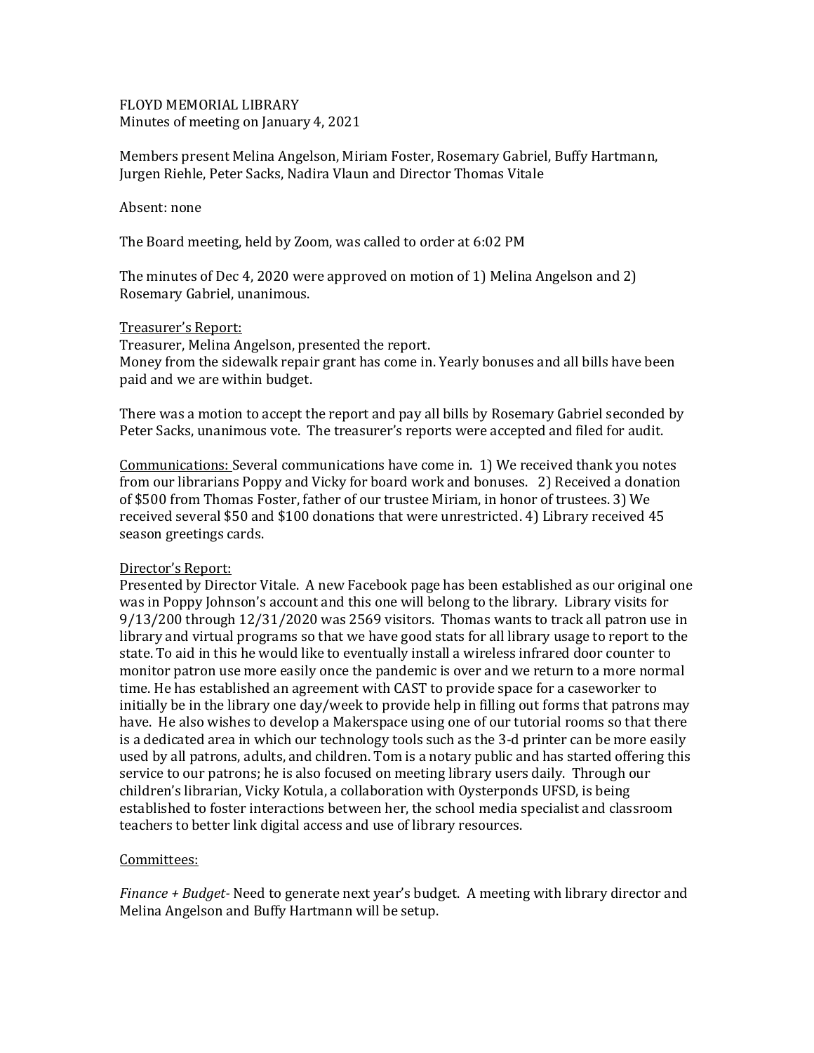FLOYD MEMORIAL LIBRARY
Minutes of meeting on January 4, 2021

Members present Melina Angelson, Miriam Foster, Rosemary Gabriel, Buffy Hartmann, Jurgen Riehle, Peter Sacks, Nadira Vlaun and Director Thomas Vitale

Absent: none

The Board meeting, held by Zoom, was called to order at 6:02 PM

The minutes of Dec 4, 2020 were approved on motion of 1) Melina Angelson and 2) Rosemary Gabriel, unanimous.

Treasurer's Report:
Treasurer, Melina Angelson, presented the report.
Money from the sidewalk repair grant has come in. Yearly bonuses and all bills have been paid and we are within budget.

There was a motion to accept the report and pay all bills by Rosemary Gabriel seconded by Peter Sacks, unanimous vote. The treasurer's reports were accepted and filed for audit.

Communications: Several communications have come in. 1) We received thank you notes from our librarians Poppy and Vicky for board work and bonuses. 2) Received a donation of $500 from Thomas Foster, father of our trustee Miriam, in honor of trustees. 3) We received several $50 and $100 donations that were unrestricted. 4) Library received 45 season greetings cards.

Director's Report:
Presented by Director Vitale. A new Facebook page has been established as our original one was in Poppy Johnson's account and this one will belong to the library. Library visits for 9/13/200 through 12/31/2020 was 2569 visitors. Thomas wants to track all patron use in library and virtual programs so that we have good stats for all library usage to report to the state. To aid in this he would like to eventually install a wireless infrared door counter to monitor patron use more easily once the pandemic is over and we return to a more normal time. He has established an agreement with CAST to provide space for a caseworker to initially be in the library one day/week to provide help in filling out forms that patrons may have. He also wishes to develop a Makerspace using one of our tutorial rooms so that there is a dedicated area in which our technology tools such as the 3-d printer can be more easily used by all patrons, adults, and children. Tom is a notary public and has started offering this service to our patrons; he is also focused on meeting library users daily. Through our children's librarian, Vicky Kotula, a collaboration with Oysterponds UFSD, is being established to foster interactions between her, the school media specialist and classroom teachers to better link digital access and use of library resources.

Committees:

*Finance + Budget*- Need to generate next year's budget. A meeting with library director and Melina Angelson and Buffy Hartmann will be setup.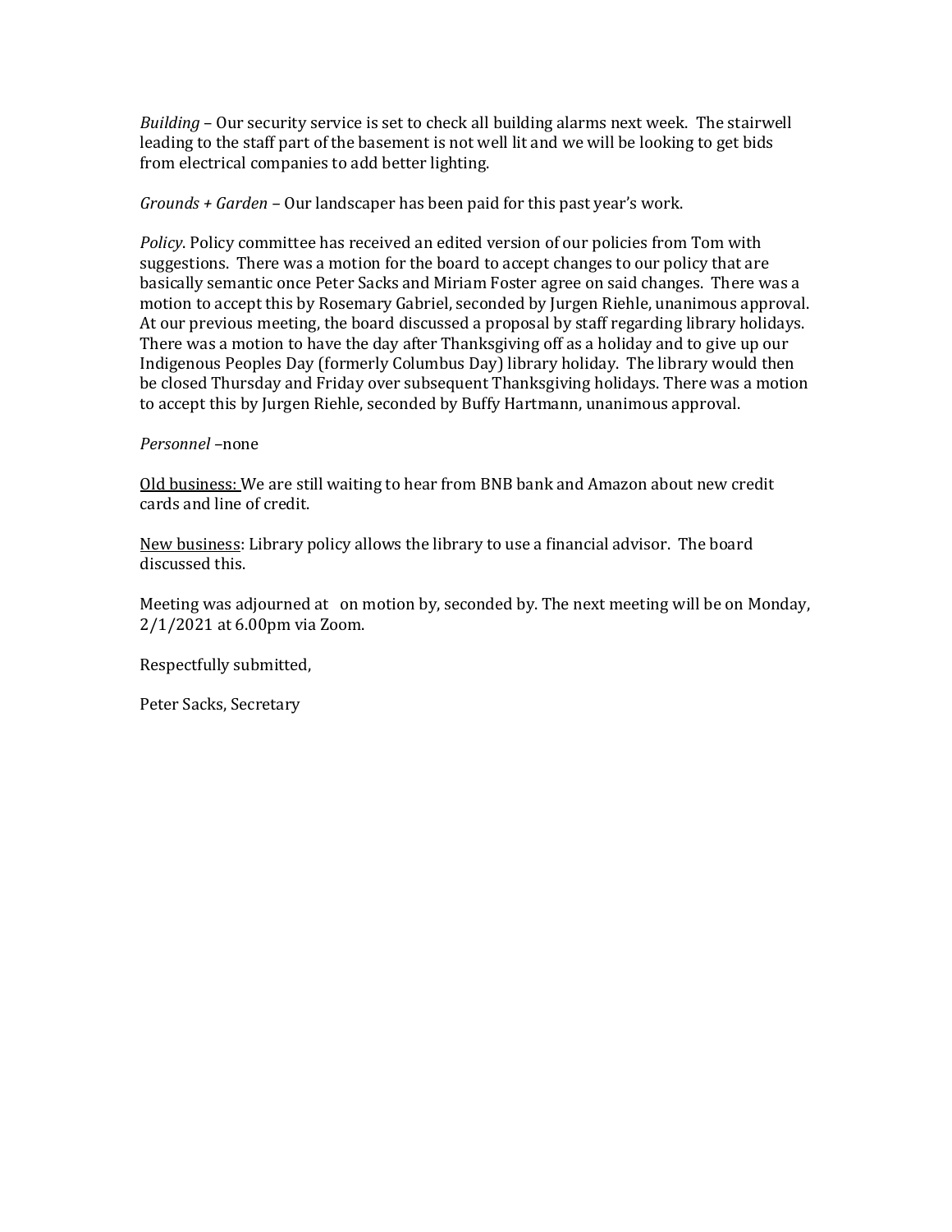*Building* – Our security service is set to check all building alarms next week. The stairwell leading to the staff part of the basement is not well lit and we will be looking to get bids from electrical companies to add better lighting.

*Grounds + Garden* – Our landscaper has been paid for this past year's work.

*Policy*. Policy committee has received an edited version of our policies from Tom with suggestions. There was a motion for the board to accept changes to our policy that are basically semantic once Peter Sacks and Miriam Foster agree on said changes. There was a motion to accept this by Rosemary Gabriel, seconded by Jurgen Riehle, unanimous approval. At our previous meeting, the board discussed a proposal by staff regarding library holidays. There was a motion to have the day after Thanksgiving off as a holiday and to give up our Indigenous Peoples Day (formerly Columbus Day) library holiday. The library would then be closed Thursday and Friday over subsequent Thanksgiving holidays. There was a motion to accept this by Jurgen Riehle, seconded by Buffy Hartmann, unanimous approval.

*Personnel* –none

<u>Old business:</u> We are still waiting to hear from BNB bank and Amazon about new credit cards and line of credit.

<u>New business</u>: Library policy allows the library to use a financial advisor. The board discussed this.

Meeting was adjourned at on motion by, seconded by. The next meeting will be on Monday, 2/1/2021 at 6.00pm via Zoom.

Respectfully submitted,

Peter Sacks, Secretary